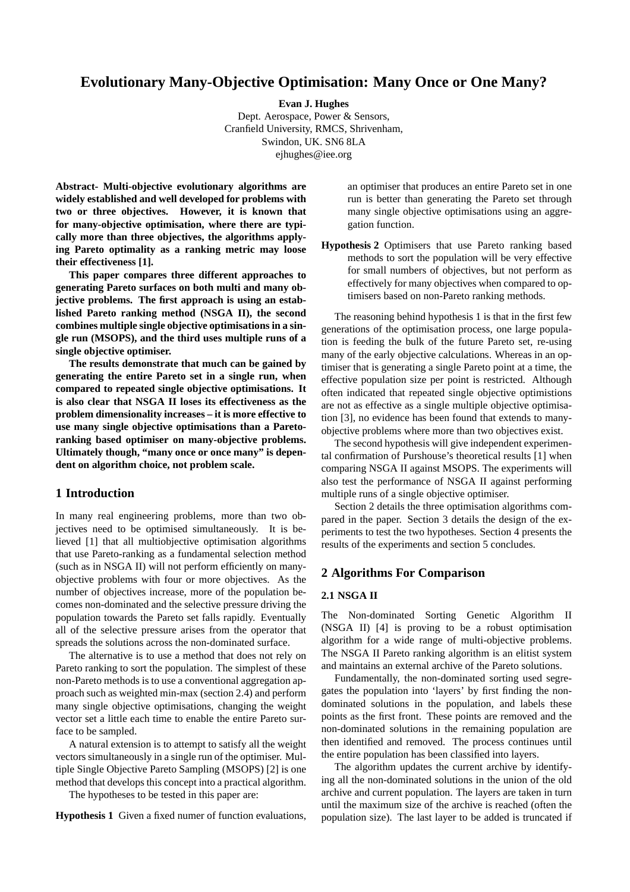# Evolutionary Many-Objective Optimisation: Many Once or One Many?

**Evan J. Hughes**

Dept. Aerospace, Power & Sensors,
Cranfield University, RMCS, Shrivenham,
Swindon, UK. SN6 8LA
ejhughes@iee.org

**Abstract- Multi-objective evolutionary algorithms are widely established and well developed for problems with two or three objectives. However, it is known that for many-objective optimisation, where there are typically more than three objectives, the algorithms applying Pareto optimality as a ranking metric may loose their effectiveness [1].**

**This paper compares three different approaches to generating Pareto surfaces on both multi and many objective problems. The first approach is using an established Pareto ranking method (NSGA II), the second combines multiple single objective optimisations in a single run (MSOPS), and the third uses multiple runs of a single objective optimiser.**

**The results demonstrate that much can be gained by generating the entire Pareto set in a single run, when compared to repeated single objective optimisations. It is also clear that NSGA II loses its effectiveness as the problem dimensionality increases – it is more effective to use many single objective optimisations than a Pareto-ranking based optimiser on many-objective problems. Ultimately though, "many once or once many" is dependent on algorithm choice, not problem scale.**

## 1 Introduction

In many real engineering problems, more than two objectives need to be optimised simultaneously. It is believed [1] that all multiobjective optimisation algorithms that use Pareto-ranking as a fundamental selection method (such as in NSGA II) will not perform efficiently on many-objective problems with four or more objectives. As the number of objectives increase, more of the population becomes non-dominated and the selective pressure driving the population towards the Pareto set falls rapidly. Eventually all of the selective pressure arises from the operator that spreads the solutions across the non-dominated surface.

The alternative is to use a method that does not rely on Pareto ranking to sort the population. The simplest of these non-Pareto methods is to use a conventional aggregation approach such as weighted min-max (section 2.4) and perform many single objective optimisations, changing the weight vector set a little each time to enable the entire Pareto surface to be sampled.

A natural extension is to attempt to satisfy all the weight vectors simultaneously in a single run of the optimiser. Multiple Single Objective Pareto Sampling (MSOPS) [2] is one method that develops this concept into a practical algorithm.

The hypotheses to be tested in this paper are:

**Hypothesis 1** Given a fixed numer of function evaluations, an optimiser that produces an entire Pareto set in one run is better than generating the Pareto set through many single objective optimisations using an aggregation function.

**Hypothesis 2** Optimisers that use Pareto ranking based methods to sort the population will be very effective for small numbers of objectives, but not perform as effectively for many objectives when compared to optimisers based on non-Pareto ranking methods.

The reasoning behind hypothesis 1 is that in the first few generations of the optimisation process, one large population is feeding the bulk of the future Pareto set, re-using many of the early objective calculations. Whereas in an optimiser that is generating a single Pareto point at a time, the effective population size per point is restricted. Although often indicated that repeated single objective optimistions are not as effective as a single multiple objective optimisation [3], no evidence has been found that extends to many-objective problems where more than two objectives exist.

The second hypothesis will give independent experimental confirmation of Purshouse's theoretical results [1] when comparing NSGA II against MSOPS. The experiments will also test the performance of NSGA II against performing multiple runs of a single objective optimiser.

Section 2 details the three optimisation algorithms compared in the paper. Section 3 details the design of the experiments to test the two hypotheses. Section 4 presents the results of the experiments and section 5 concludes.

## 2 Algorithms For Comparison

### 2.1 NSGA II

The Non-dominated Sorting Genetic Algorithm II (NSGA II) [4] is proving to be a robust optimisation algorithm for a wide range of multi-objective problems. The NSGA II Pareto ranking algorithm is an elitist system and maintains an external archive of the Pareto solutions.

Fundamentally, the non-dominated sorting used segregates the population into 'layers' by first finding the non-dominated solutions in the population, and labels these points as the first front. These points are removed and the non-dominated solutions in the remaining population are then identified and removed. The process continues until the entire population has been classified into layers.

The algorithm updates the current archive by identifying all the non-dominated solutions in the union of the old archive and current population. The layers are taken in turn until the maximum size of the archive is reached (often the population size). The last layer to be added is truncated if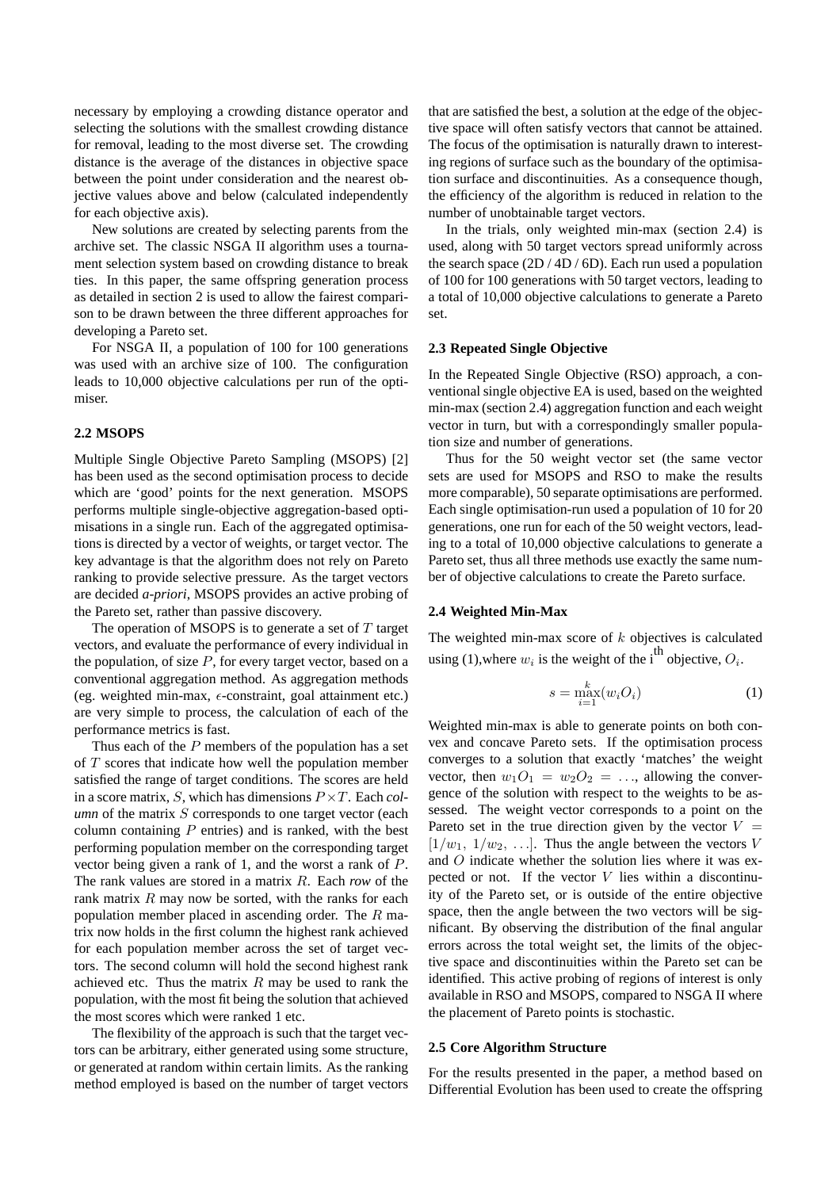necessary by employing a crowding distance operator and selecting the solutions with the smallest crowding distance for removal, leading to the most diverse set. The crowding distance is the average of the distances in objective space between the point under consideration and the nearest objective values above and below (calculated independently for each objective axis).

New solutions are created by selecting parents from the archive set. The classic NSGA II algorithm uses a tournament selection system based on crowding distance to break ties. In this paper, the same offspring generation process as detailed in section 2 is used to allow the fairest comparison to be drawn between the three different approaches for developing a Pareto set.

For NSGA II, a population of 100 for 100 generations was used with an archive size of 100. The configuration leads to 10,000 objective calculations per run of the optimiser.

### 2.2 MSOPS

Multiple Single Objective Pareto Sampling (MSOPS) [2] has been used as the second optimisation process to decide which are 'good' points for the next generation. MSOPS performs multiple single-objective aggregation-based optimisations in a single run. Each of the aggregated optimisations is directed by a vector of weights, or target vector. The key advantage is that the algorithm does not rely on Pareto ranking to provide selective pressure. As the target vectors are decided *a-priori*, MSOPS provides an active probing of the Pareto set, rather than passive discovery.

The operation of MSOPS is to generate a set of $T$ target vectors, and evaluate the performance of every individual in the population, of size $P$, for every target vector, based on a conventional aggregation method. As aggregation methods (eg. weighted min-max, $\epsilon$-constraint, goal attainment etc.) are very simple to process, the calculation of each of the performance metrics is fast.

Thus each of the $P$ members of the population has a set of $T$ scores that indicate how well the population member satisfied the range of target conditions. The scores are held in a score matrix, $S$, which has dimensions $P \times T$. Each *column* of the matrix $S$ corresponds to one target vector (each column containing $P$ entries) and is ranked, with the best performing population member on the corresponding target vector being given a rank of 1, and the worst a rank of $P$. The rank values are stored in a matrix $R$. Each *row* of the rank matrix $R$ may now be sorted, with the ranks for each population member placed in ascending order. The $R$ matrix now holds in the first column the highest rank achieved for each population member across the set of target vectors. The second column will hold the second highest rank achieved etc. Thus the matrix $R$ may be used to rank the population, with the most fit being the solution that achieved the most scores which were ranked 1 etc.

The flexibility of the approach is such that the target vectors can be arbitrary, either generated using some structure, or generated at random within certain limits. As the ranking method employed is based on the number of target vectors that are satisfied the best, a solution at the edge of the objective space will often satisfy vectors that cannot be attained. The focus of the optimisation is naturally drawn to interesting regions of surface such as the boundary of the optimisation surface and discontinuities. As a consequence though, the efficiency of the algorithm is reduced in relation to the number of unobtainable target vectors.

In the trials, only weighted min-max (section 2.4) is used, along with 50 target vectors spread uniformly across the search space (2D / 4D / 6D). Each run used a population of 100 for 100 generations with 50 target vectors, leading to a total of 10,000 objective calculations to generate a Pareto set.

### 2.3 Repeated Single Objective

In the Repeated Single Objective (RSO) approach, a conventional single objective EA is used, based on the weighted min-max (section 2.4) aggregation function and each weight vector in turn, but with a correspondingly smaller population size and number of generations.

Thus for the 50 weight vector set (the same vector sets are used for MSOPS and RSO to make the results more comparable), 50 separate optimisations are performed. Each single optimisation-run used a population of 10 for 20 generations, one run for each of the 50 weight vectors, leading to a total of 10,000 objective calculations to generate a Pareto set, thus all three methods use exactly the same number of objective calculations to create the Pareto surface.

### 2.4 Weighted Min-Max

The weighted min-max score of $k$ objectives is calculated using (1),where $w_i$ is the weight of the i$^{\text{th}}$ objective, $O_i$.

$$s = \max_{i=1}^{k}(w_i O_i) \tag{1}$$

Weighted min-max is able to generate points on both convex and concave Pareto sets. If the optimisation process converges to a solution that exactly 'matches' the weight vector, then $w_1 O_1 = w_2 O_2 = \ldots$, allowing the convergence of the solution with respect to the weights to be assessed. The weight vector corresponds to a point on the Pareto set in the true direction given by the vector $V = [1/w_1,\ 1/w_2,\ \ldots]$. Thus the angle between the vectors $V$ and $O$ indicate whether the solution lies where it was expected or not. If the vector $V$ lies within a discontinuity of the Pareto set, or is outside of the entire objective space, then the angle between the two vectors will be significant. By observing the distribution of the final angular errors across the total weight set, the limits of the objective space and discontinuities within the Pareto set can be identified. This active probing of regions of interest is only available in RSO and MSOPS, compared to NSGA II where the placement of Pareto points is stochastic.

### 2.5 Core Algorithm Structure

For the results presented in the paper, a method based on Differential Evolution has been used to create the offspring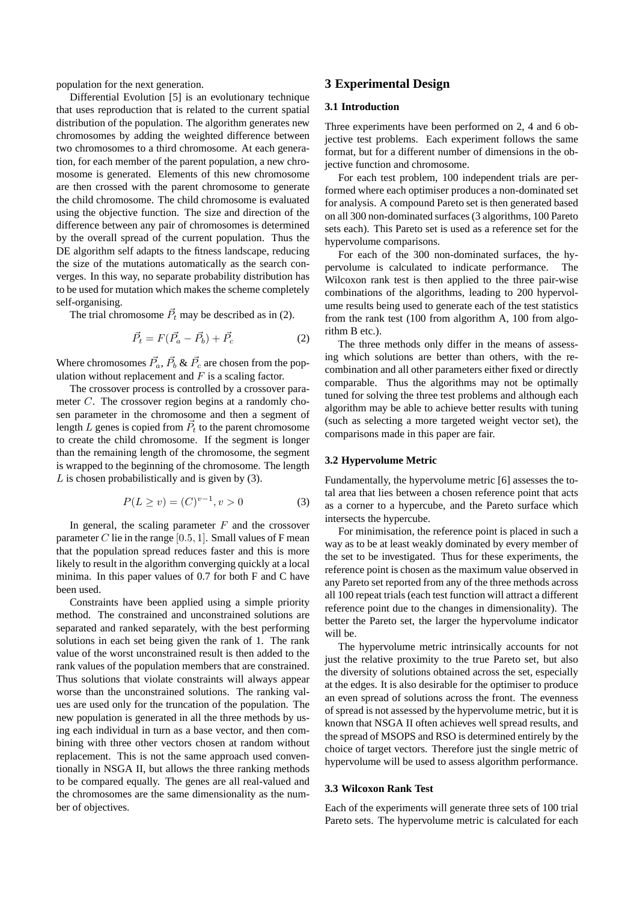population for the next generation.

Differential Evolution [5] is an evolutionary technique that uses reproduction that is related to the current spatial distribution of the population. The algorithm generates new chromosomes by adding the weighted difference between two chromosomes to a third chromosome. At each generation, for each member of the parent population, a new chromosome is generated. Elements of this new chromosome are then crossed with the parent chromosome to generate the child chromosome. The child chromosome is evaluated using the objective function. The size and direction of the difference between any pair of chromosomes is determined by the overall spread of the current population. Thus the DE algorithm self adapts to the fitness landscape, reducing the size of the mutations automatically as the search converges. In this way, no separate probability distribution has to be used for mutation which makes the scheme completely self-organising.

The trial chromosome $\vec{P}_t$ may be described as in (2).

$$\vec{P}_t = F(\vec{P}_a - \vec{P}_b) + \vec{P}_c \quad (2)$$

Where chromosomes $\vec{P}_a$, $\vec{P}_b$ & $\vec{P}_c$ are chosen from the population without replacement and $F$ is a scaling factor.

The crossover process is controlled by a crossover parameter $C$. The crossover region begins at a randomly chosen parameter in the chromosome and then a segment of length $L$ genes is copied from $\vec{P}_t$ to the parent chromosome to create the child chromosome. If the segment is longer than the remaining length of the chromosome, the segment is wrapped to the beginning of the chromosome. The length $L$ is chosen probabilistically and is given by (3).

$$P(L \geq v) = (C)^{v-1}, v > 0 \quad (3)$$

In general, the scaling parameter $F$ and the crossover parameter $C$ lie in the range $[0.5, 1]$. Small values of F mean that the population spread reduces faster and this is more likely to result in the algorithm converging quickly at a local minima. In this paper values of 0.7 for both F and C have been used.

Constraints have been applied using a simple priority method. The constrained and unconstrained solutions are separated and ranked separately, with the best performing solutions in each set being given the rank of 1. The rank value of the worst unconstrained result is then added to the rank values of the population members that are constrained. Thus solutions that violate constraints will always appear worse than the unconstrained solutions. The ranking values are used only for the truncation of the population. The new population is generated in all the three methods by using each individual in turn as a base vector, and then combining with three other vectors chosen at random without replacement. This is not the same approach used conventionally in NSGA II, but allows the three ranking methods to be compared equally. The genes are all real-valued and the chromosomes are the same dimensionality as the number of objectives.

## 3 Experimental Design

### 3.1 Introduction

Three experiments have been performed on 2, 4 and 6 objective test problems. Each experiment follows the same format, but for a different number of dimensions in the objective function and chromosome.

For each test problem, 100 independent trials are performed where each optimiser produces a non-dominated set for analysis. A compound Pareto set is then generated based on all 300 non-dominated surfaces (3 algorithms, 100 Pareto sets each). This Pareto set is used as a reference set for the hypervolume comparisons.

For each of the 300 non-dominated surfaces, the hypervolume is calculated to indicate performance. The Wilcoxon rank test is then applied to the three pair-wise combinations of the algorithms, leading to 200 hypervolume results being used to generate each of the test statistics from the rank test (100 from algorithm A, 100 from algorithm B etc.).

The three methods only differ in the means of assessing which solutions are better than others, with the recombination and all other parameters either fixed or directly comparable. Thus the algorithms may not be optimally tuned for solving the three test problems and although each algorithm may be able to achieve better results with tuning (such as selecting a more targeted weight vector set), the comparisons made in this paper are fair.

### 3.2 Hypervolume Metric

Fundamentally, the hypervolume metric [6] assesses the total area that lies between a chosen reference point that acts as a corner to a hypercube, and the Pareto surface which intersects the hypercube.

For minimisation, the reference point is placed in such a way as to be at least weakly dominated by every member of the set to be investigated. Thus for these experiments, the reference point is chosen as the maximum value observed in any Pareto set reported from any of the three methods across all 100 repeat trials (each test function will attract a different reference point due to the changes in dimensionality). The better the Pareto set, the larger the hypervolume indicator will be.

The hypervolume metric intrinsically accounts for not just the relative proximity to the true Pareto set, but also the diversity of solutions obtained across the set, especially at the edges. It is also desirable for the optimiser to produce an even spread of solutions across the front. The evenness of spread is not assessed by the hypervolume metric, but it is known that NSGA II often achieves well spread results, and the spread of MSOPS and RSO is determined entirely by the choice of target vectors. Therefore just the single metric of hypervolume will be used to assess algorithm performance.

### 3.3 Wilcoxon Rank Test

Each of the experiments will generate three sets of 100 trial Pareto sets. The hypervolume metric is calculated for each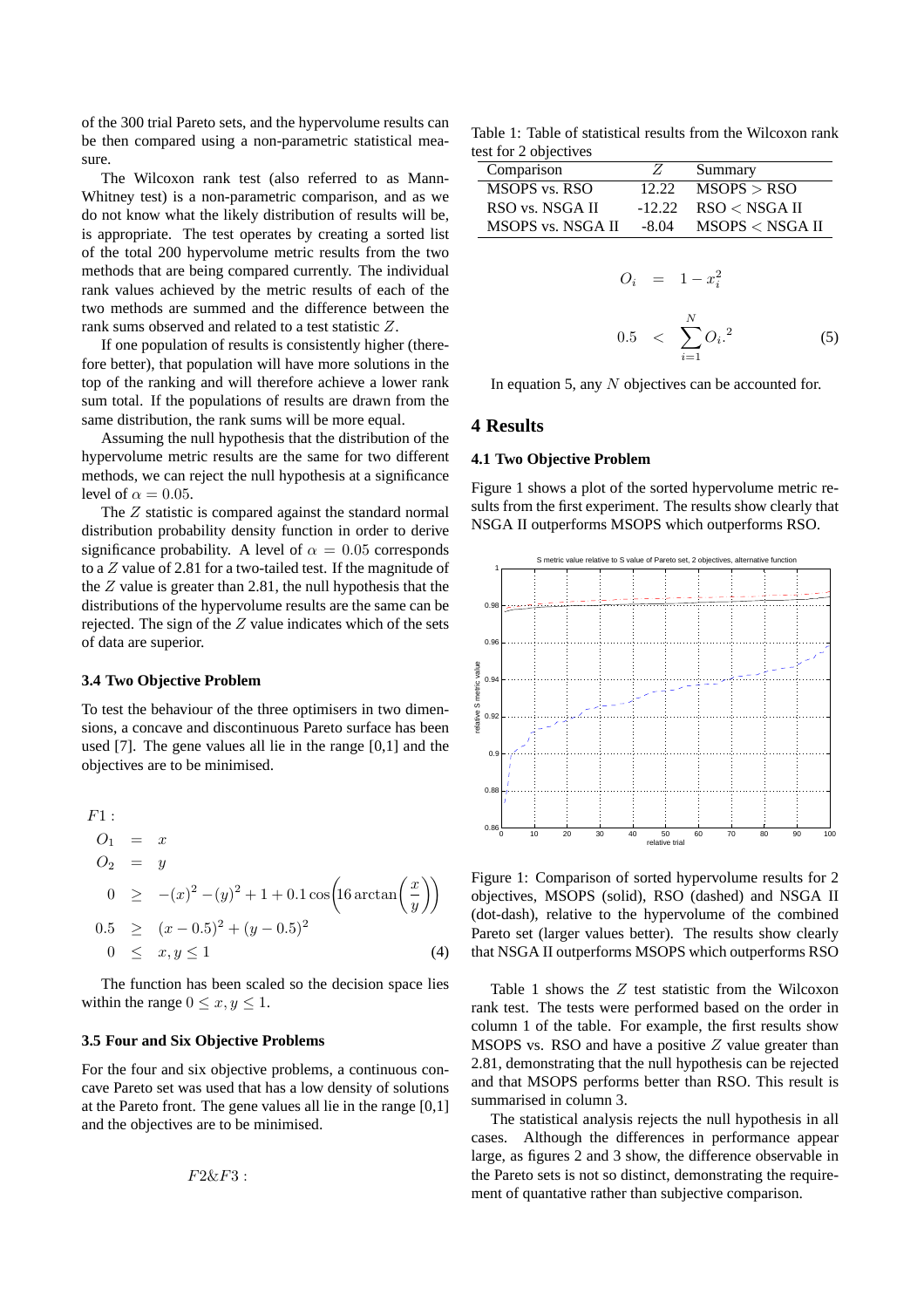of the 300 trial Pareto sets, and the hypervolume results can be then compared using a non-parametric statistical measure.

The Wilcoxon rank test (also referred to as Mann-Whitney test) is a non-parametric comparison, and as we do not know what the likely distribution of results will be, is appropriate. The test operates by creating a sorted list of the total 200 hypervolume metric results from the two methods that are being compared currently. The individual rank values achieved by the metric results of each of the two methods are summed and the difference between the rank sums observed and related to a test statistic $Z$.

If one population of results is consistently higher (therefore better), that population will have more solutions in the top of the ranking and will therefore achieve a lower rank sum total. If the populations of results are drawn from the same distribution, the rank sums will be more equal.

Assuming the null hypothesis that the distribution of the hypervolume metric results are the same for two different methods, we can reject the null hypothesis at a significance level of $\alpha = 0.05$.

The $Z$ statistic is compared against the standard normal distribution probability density function in order to derive significance probability. A level of $\alpha = 0.05$ corresponds to a $Z$ value of 2.81 for a two-tailed test. If the magnitude of the $Z$ value is greater than 2.81, the null hypothesis that the distributions of the hypervolume results are the same can be rejected. The sign of the $Z$ value indicates which of the sets of data are superior.

### 3.4 Two Objective Problem

To test the behaviour of the three optimisers in two dimensions, a concave and discontinuous Pareto surface has been used [7]. The gene values all lie in the range [0,1] and the objectives are to be minimised.

$$
\begin{aligned}
&F1: \\
&O_1 = x \\
&O_2 = y \\
&0 \geq -(x)^2 - (y)^2 + 1 + 0.1\cos\left(16\arctan\left(\frac{x}{y}\right)\right) \\
&0.5 \geq (x-0.5)^2 + (y-0.5)^2 \\
&0 \leq x, y \leq 1
\end{aligned} \tag{4}
$$

The function has been scaled so the decision space lies within the range $0 \leq x, y \leq 1$.

### 3.5 Four and Six Objective Problems

For the four and six objective problems, a continuous concave Pareto set was used that has a low density of solutions at the Pareto front. The gene values all lie in the range [0,1] and the objectives are to be minimised.

$$
\begin{aligned}
&F2\&F3: \\
&O_i = 1 - x_i^2 \\
&0.5 < \sum_{i=1}^{N} O_i.^2
\end{aligned} \tag{5}
$$

In equation 5, any $N$ objectives can be accounted for.

Table 1: Table of statistical results from the Wilcoxon rank test for 2 objectives

| Comparison | $Z$ | Summary |
|---|---|---|
| MSOPS vs. RSO | 12.22 | MSOPS > RSO |
| RSO vs. NSGA II | -12.22 | RSO < NSGA II |
| MSOPS vs. NSGA II | -8.04 | MSOPS < NSGA II |

## 4 Results

### 4.1 Two Objective Problem

Figure 1 shows a plot of the sorted hypervolume metric results from the first experiment. The results show clearly that NSGA II outperforms MSOPS which outperforms RSO.

Figure 1: Comparison of sorted hypervolume results for 2 objectives, MSOPS (solid), RSO (dashed) and NSGA II (dot-dash), relative to the hypervolume of the combined Pareto set (larger values better). The results show clearly that NSGA II outperforms MSOPS which outperforms RSO

Table 1 shows the $Z$ test statistic from the Wilcoxon rank test. The tests were performed based on the order in column 1 of the table. For example, the first results show MSOPS vs. RSO and have a positive $Z$ value greater than 2.81, demonstrating that the null hypothesis can be rejected and that MSOPS performs better than RSO. This result is summarised in column 3.

The statistical analysis rejects the null hypothesis in all cases. Although the differences in performance appear large, as figures 2 and 3 show, the difference observable in the Pareto sets is not so distinct, demonstrating the requirement of quantative rather than subjective comparison.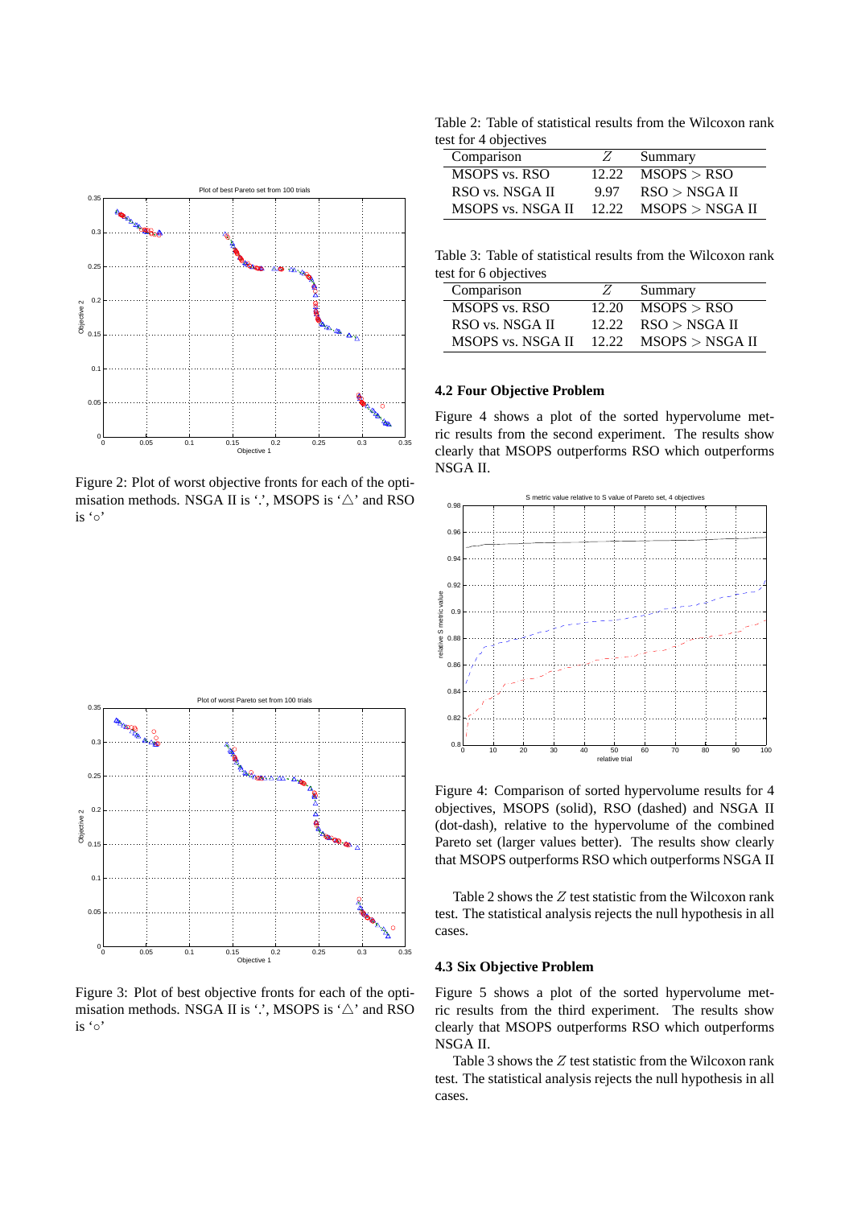Figure 2: Plot of worst objective fronts for each of the optimisation methods. NSGA II is '.', MSOPS is '△' and RSO is '○'

Figure 3: Plot of best objective fronts for each of the optimisation methods. NSGA II is '.', MSOPS is '△' and RSO is '○'

Table 2: Table of statistical results from the Wilcoxon rank test for 4 objectives

| Comparison | $Z$ | Summary |
|---|---|---|
| MSOPS vs. RSO | 12.22 | MSOPS > RSO |
| RSO vs. NSGA II | 9.97 | RSO > NSGA II |
| MSOPS vs. NSGA II | 12.22 | MSOPS > NSGA II |

Table 3: Table of statistical results from the Wilcoxon rank test for 6 objectives

| Comparison | $Z$ | Summary |
|---|---|---|
| MSOPS vs. RSO | 12.20 | MSOPS > RSO |
| RSO vs. NSGA II | 12.22 | RSO > NSGA II |
| MSOPS vs. NSGA II | 12.22 | MSOPS > NSGA II |

### 4.2 Four Objective Problem

Figure 4 shows a plot of the sorted hypervolume metric results from the second experiment. The results show clearly that MSOPS outperforms RSO which outperforms NSGA II.

Figure 4: Comparison of sorted hypervolume results for 4 objectives, MSOPS (solid), RSO (dashed) and NSGA II (dot-dash), relative to the hypervolume of the combined Pareto set (larger values better). The results show clearly that MSOPS outperforms RSO which outperforms NSGA II

Table 2 shows the $Z$ test statistic from the Wilcoxon rank test. The statistical analysis rejects the null hypothesis in all cases.

### 4.3 Six Objective Problem

Figure 5 shows a plot of the sorted hypervolume metric results from the third experiment. The results show clearly that MSOPS outperforms RSO which outperforms NSGA II.

Table 3 shows the $Z$ test statistic from the Wilcoxon rank test. The statistical analysis rejects the null hypothesis in all cases.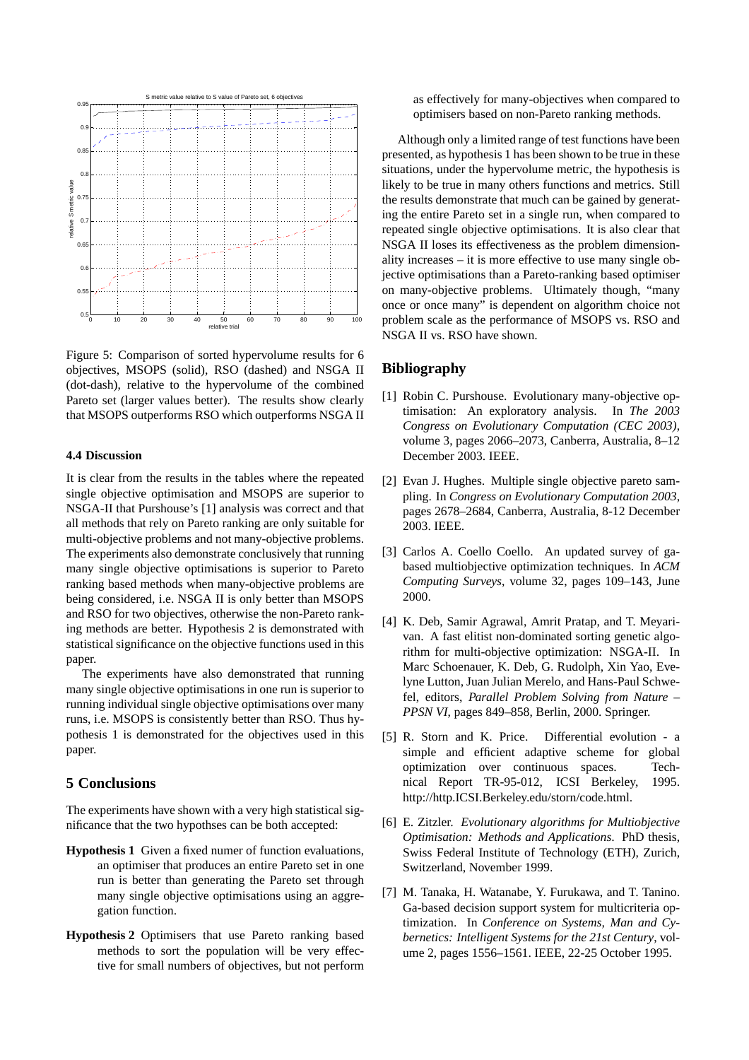S metric value relative to S value of Pareto set, 6 objectives

0.95
0.9
0.85
0.8
0.75
0.7
0.65
0.6
0.55
0.5

relative S metric value

0 10 20 30 40 50 60 70 80 90 100

relative trial

Figure 5: Comparison of sorted hypervolume results for 6 objectives, MSOPS (solid), RSO (dashed) and NSGA II (dot-dash), relative to the hypervolume of the combined Pareto set (larger values better). The results show clearly that MSOPS outperforms RSO which outperforms NSGA II

### 4.4 Discussion

It is clear from the results in the tables where the repeated single objective optimisation and MSOPS are superior to NSGA-II that Purshouse's [1] analysis was correct and that all methods that rely on Pareto ranking are only suitable for multi-objective problems and not many-objective problems. The experiments also demonstrate conclusively that running many single objective optimisations is superior to Pareto ranking based methods when many-objective problems are being considered, i.e. NSGA II is only better than MSOPS and RSO for two objectives, otherwise the non-Pareto ranking methods are better. Hypothesis 2 is demonstrated with statistical significance on the objective functions used in this paper.

The experiments have also demonstrated that running many single objective optimisations in one run is superior to running individual single objective optimisations over many runs, i.e. MSOPS is consistently better than RSO. Thus hypothesis 1 is demonstrated for the objectives used in this paper.

## 5 Conclusions

The experiments have shown with a very high statistical significance that the two hypothses can be both accepted:

**Hypothesis 1** Given a fixed numer of function evaluations, an optimiser that produces an entire Pareto set in one run is better than generating the Pareto set through many single objective optimisations using an aggregation function.

**Hypothesis 2** Optimisers that use Pareto ranking based methods to sort the population will be very effective for small numbers of objectives, but not perform as effectively for many-objectives when compared to optimisers based on non-Pareto ranking methods.

Although only a limited range of test functions have been presented, as hypothesis 1 has been shown to be true in these situations, under the hypervolume metric, the hypothesis is likely to be true in many others functions and metrics. Still the results demonstrate that much can be gained by generating the entire Pareto set in a single run, when compared to repeated single objective optimisations. It is also clear that NSGA II loses its effectiveness as the problem dimensionality increases – it is more effective to use many single objective optimisations than a Pareto-ranking based optimiser on many-objective problems. Ultimately though, "many once or once many" is dependent on algorithm choice not problem scale as the performance of MSOPS vs. RSO and NSGA II vs. RSO have shown.

## Bibliography

[1] Robin C. Purshouse. Evolutionary many-objective optimisation: An exploratory analysis. In *The 2003 Congress on Evolutionary Computation (CEC 2003)*, volume 3, pages 2066–2073, Canberra, Australia, 8–12 December 2003. IEEE.

[2] Evan J. Hughes. Multiple single objective pareto sampling. In *Congress on Evolutionary Computation 2003*, pages 2678–2684, Canberra, Australia, 8-12 December 2003. IEEE.

[3] Carlos A. Coello Coello. An updated survey of ga-based multiobjective optimization techniques. In *ACM Computing Surveys*, volume 32, pages 109–143, June 2000.

[4] K. Deb, Samir Agrawal, Amrit Pratap, and T. Meyarivan. A fast elitist non-dominated sorting genetic algorithm for multi-objective optimization: NSGA-II. In Marc Schoenauer, K. Deb, G. Rudolph, Xin Yao, Evelyne Lutton, Juan Julian Merelo, and Hans-Paul Schwefel, editors, *Parallel Problem Solving from Nature – PPSN VI*, pages 849–858, Berlin, 2000. Springer.

[5] R. Storn and K. Price. Differential evolution - a simple and efficient adaptive scheme for global optimization over continuous spaces. Technical Report TR-95-012, ICSI Berkeley, 1995. http://http.ICSI.Berkeley.edu/storn/code.html.

[6] E. Zitzler. *Evolutionary algorithms for Multiobjective Optimisation: Methods and Applications*. PhD thesis, Swiss Federal Institute of Technology (ETH), Zurich, Switzerland, November 1999.

[7] M. Tanaka, H. Watanabe, Y. Furukawa, and T. Tanino. Ga-based decision support system for multicriteria optimization. In *Conference on Systems, Man and Cybernetics: Intelligent Systems for the 21st Century*, volume 2, pages 1556–1561. IEEE, 22-25 October 1995.